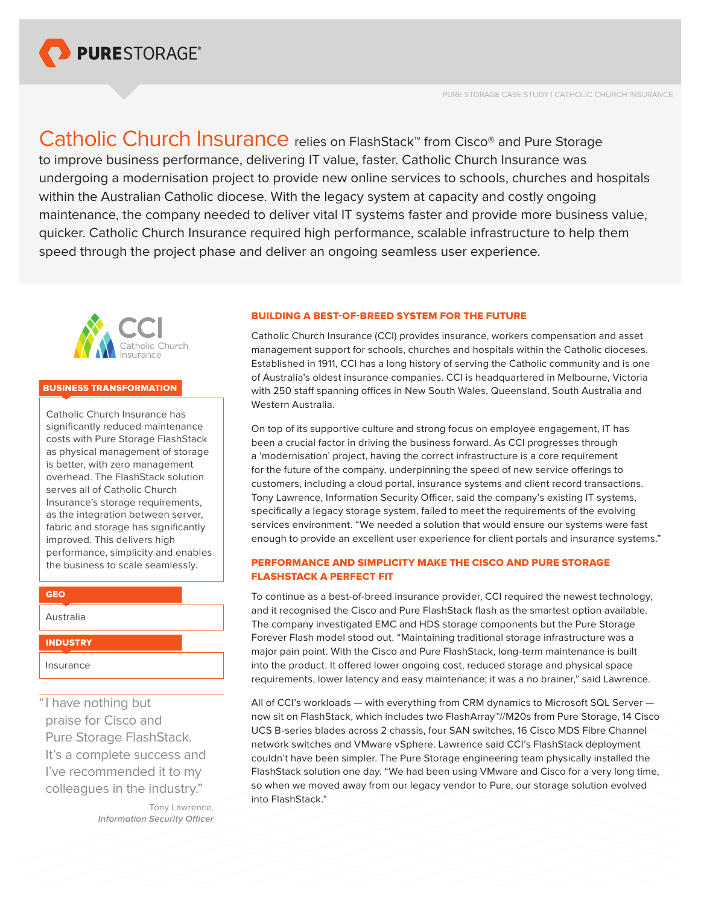PURE STORAGE CASE STUDY | CATHOLIC CHURCH INSURANCE

# Catholic Church Insurance relies on FlashStack™ from Cisco® and Pure Storage

to improve business performance, delivering IT value, faster. Catholic Church Insurance was undergoing a modernisation project to provide new online services to schools, churches and hospitals within the Australian Catholic diocese. With the legacy system at capacity and costly ongoing maintenance, the company needed to deliver vital IT systems faster and provide more business value, quicker. Catholic Church Insurance required high performance, scalable infrastructure to help them speed through the project phase and deliver an ongoing seamless user experience.

**BUSINESS TRANSFORMATION**

Catholic Church Insurance has significantly reduced maintenance costs with Pure Storage FlashStack as physical management of storage is better, with zero management overhead. The FlashStack solution serves all of Catholic Church Insurance's storage requirements, as the integration between server, fabric and storage has significantly improved. This delivers high performance, simplicity and enables the business to scale seamlessly.

**GEO**

Australia

**INDUSTRY**

Insurance

"I have nothing but praise for Cisco and Pure Storage FlashStack. It's a complete success and I've recommended it to my colleagues in the industry."

Tony Lawrence,
*Information Security Officer*

## BUILDING A BEST-OF-BREED SYSTEM FOR THE FUTURE

Catholic Church Insurance (CCI) provides insurance, workers compensation and asset management support for schools, churches and hospitals within the Catholic dioceses. Established in 1911, CCI has a long history of serving the Catholic community and is one of Australia's oldest insurance companies. CCI is headquartered in Melbourne, Victoria with 250 staff spanning offices in New South Wales, Queensland, South Australia and Western Australia.

On top of its supportive culture and strong focus on employee engagement, IT has been a crucial factor in driving the business forward. As CCI progresses through a 'modernisation' project, having the correct infrastructure is a core requirement for the future of the company, underpinning the speed of new service offerings to customers, including a cloud portal, insurance systems and client record transactions. Tony Lawrence, Information Security Officer, said the company's existing IT systems, specifically a legacy storage system, failed to meet the requirements of the evolving services environment. "We needed a solution that would ensure our systems were fast enough to provide an excellent user experience for client portals and insurance systems."

## PERFORMANCE AND SIMPLICITY MAKE THE CISCO AND PURE STORAGE FLASHSTACK A PERFECT FIT

To continue as a best-of-breed insurance provider, CCI required the newest technology, and it recognised the Cisco and Pure FlashStack flash as the smartest option available. The company investigated EMC and HDS storage components but the Pure Storage Forever Flash model stood out. "Maintaining traditional storage infrastructure was a major pain point. With the Cisco and Pure FlashStack, long-term maintenance is built into the product. It offered lower ongoing cost, reduced storage and physical space requirements, lower latency and easy maintenance; it was a no brainer," said Lawrence.

All of CCI's workloads — with everything from CRM dynamics to Microsoft SQL Server — now sit on FlashStack, which includes two FlashArray™//M20s from Pure Storage, 14 Cisco UCS B-series blades across 2 chassis, four SAN switches, 16 Cisco MDS Fibre Channel network switches and VMware vSphere. Lawrence said CCI's FlashStack deployment couldn't have been simpler. The Pure Storage engineering team physically installed the FlashStack solution one day. "We had been using VMware and Cisco for a very long time, so when we moved away from our legacy vendor to Pure, our storage solution evolved into FlashStack."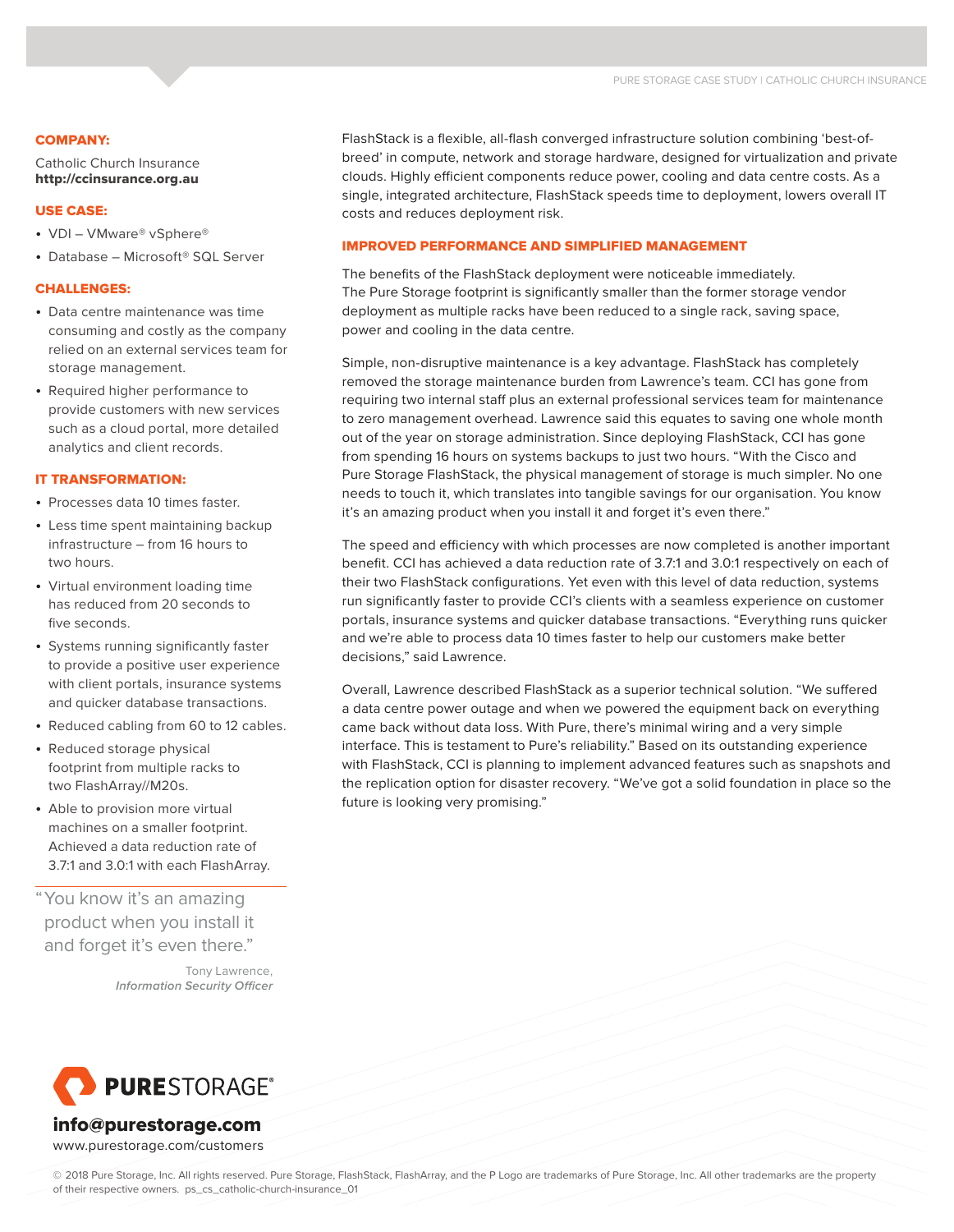## COMPANY:

Catholic Church Insurance
**http://ccinsurance.org.au**

## USE CASE:

- VDI – VMware® vSphere®
- Database – Microsoft® SQL Server

## CHALLENGES:

- Data centre maintenance was time consuming and costly as the company relied on an external services team for storage management.
- Required higher performance to provide customers with new services such as a cloud portal, more detailed analytics and client records.

## IT TRANSFORMATION:

- Processes data 10 times faster.
- Less time spent maintaining backup infrastructure – from 16 hours to two hours.
- Virtual environment loading time has reduced from 20 seconds to five seconds.
- Systems running significantly faster to provide a positive user experience with client portals, insurance systems and quicker database transactions.
- Reduced cabling from 60 to 12 cables.
- Reduced storage physical footprint from multiple racks to two FlashArray//M20s.
- Able to provision more virtual machines on a smaller footprint. Achieved a data reduction rate of 3.7:1 and 3.0:1 with each FlashArray.

> "You know it's an amazing product when you install it and forget it's even there."
>
> Tony Lawrence, *Information Security Officer*

FlashStack is a flexible, all-flash converged infrastructure solution combining 'best-of-breed' in compute, network and storage hardware, designed for virtualization and private clouds. Highly efficient components reduce power, cooling and data centre costs. As a single, integrated architecture, FlashStack speeds time to deployment, lowers overall IT costs and reduces deployment risk.

## IMPROVED PERFORMANCE AND SIMPLIFIED MANAGEMENT

The benefits of the FlashStack deployment were noticeable immediately. The Pure Storage footprint is significantly smaller than the former storage vendor deployment as multiple racks have been reduced to a single rack, saving space, power and cooling in the data centre.

Simple, non-disruptive maintenance is a key advantage. FlashStack has completely removed the storage maintenance burden from Lawrence's team. CCI has gone from requiring two internal staff plus an external professional services team for maintenance to zero management overhead. Lawrence said this equates to saving one whole month out of the year on storage administration. Since deploying FlashStack, CCI has gone from spending 16 hours on systems backups to just two hours. "With the Cisco and Pure Storage FlashStack, the physical management of storage is much simpler. No one needs to touch it, which translates into tangible savings for our organisation. You know it's an amazing product when you install it and forget it's even there."

The speed and efficiency with which processes are now completed is another important benefit. CCI has achieved a data reduction rate of 3.7:1 and 3.0:1 respectively on each of their two FlashStack configurations. Yet even with this level of data reduction, systems run significantly faster to provide CCI's clients with a seamless experience on customer portals, insurance systems and quicker database transactions. "Everything runs quicker and we're able to process data 10 times faster to help our customers make better decisions," said Lawrence.

Overall, Lawrence described FlashStack as a superior technical solution. "We suffered a data centre power outage and when we powered the equipment back on everything came back without data loss. With Pure, there's minimal wiring and a very simple interface. This is testament to Pure's reliability." Based on its outstanding experience with FlashStack, CCI is planning to implement advanced features such as snapshots and the replication option for disaster recovery. "We've got a solid foundation in place so the future is looking very promising."

**PURESTORAGE®**

**info@purestorage.com**
www.purestorage.com/customers

© 2018 Pure Storage, Inc. All rights reserved. Pure Storage, FlashStack, FlashArray, and the P Logo are trademarks of Pure Storage, Inc. All other trademarks are the property of their respective owners. ps_cs_catholic-church-insurance_01